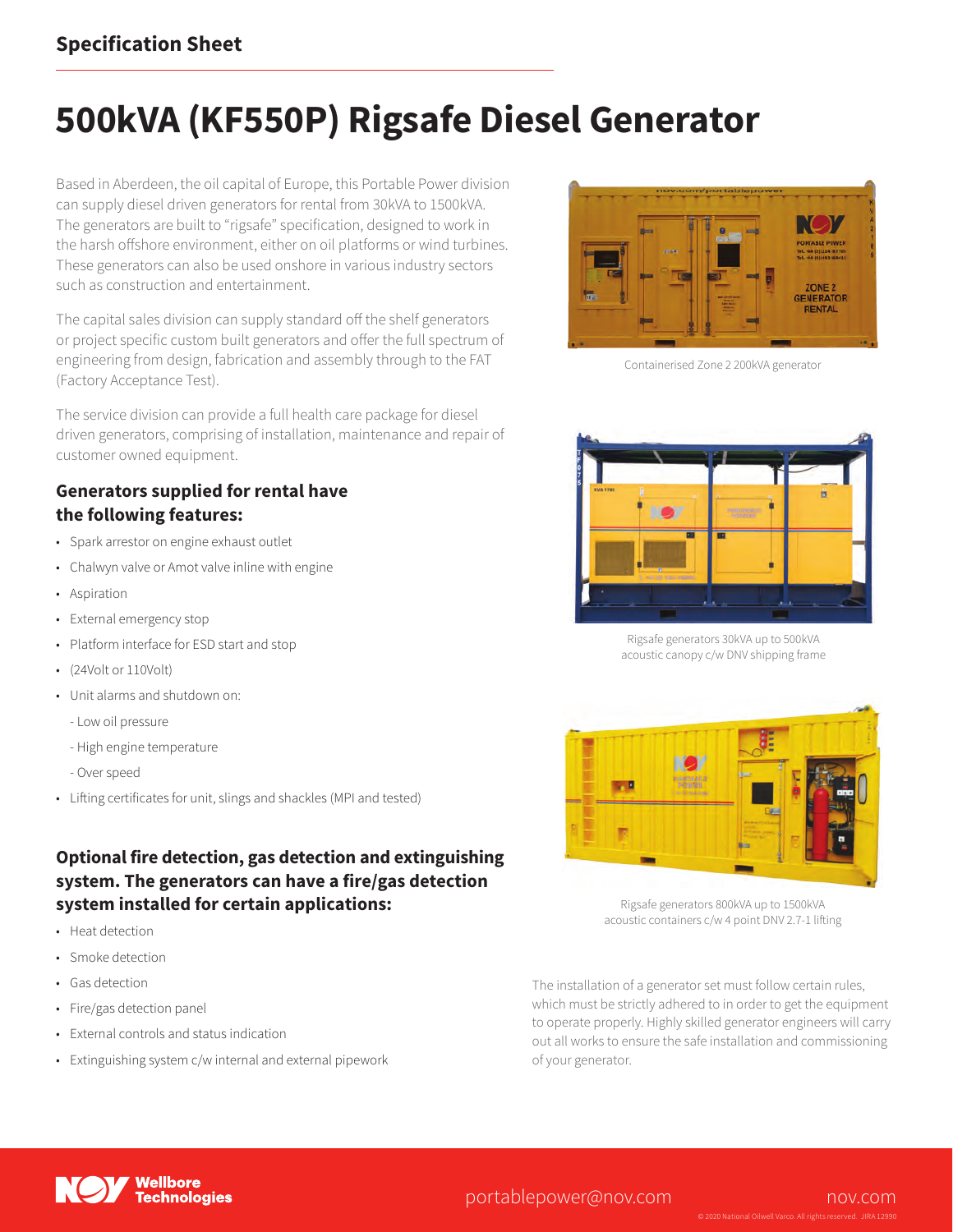## Specification Sheet

# 500kVA (KF550P) Rigsafe Diesel Generator

Based in Aberdeen, the oil capital of Europe, this Portable Power division can supply diesel driven generators for rental from 30kVA to 1500kVA. The generators are built to "rigsafe" specification, designed to work in the harsh offshore environment, either on oil platforms or wind turbines. These generators can also be used onshore in various industry sectors such as construction and entertainment.

The capital sales division can supply standard off the shelf generators or project specific custom built generators and offer the full spectrum of engineering from design, fabrication and assembly through to the FAT (Factory Acceptance Test).

The service division can provide a full health care package for diesel driven generators, comprising of installation, maintenance and repair of customer owned equipment.

### Generators supplied for rental have the following features:

- Spark arrestor on engine exhaust outlet
- Chalwyn valve or Amot valve inline with engine
- Aspiration
- External emergency stop
- Platform interface for ESD start and stop
- (24Volt or 110Volt)
- Unit alarms and shutdown on:
  - Low oil pressure
  - High engine temperature
  - Over speed
- Lifting certificates for unit, slings and shackles (MPI and tested)

### Optional fire detection, gas detection and extinguishing system. The generators can have a fire/gas detection system installed for certain applications:

- Heat detection
- Smoke detection
- Gas detection
- Fire/gas detection panel
- External controls and status indication
- Extinguishing system c/w internal and external pipework

Containerised Zone 2 200kVA generator

Rigsafe generators 30kVA up to 500kVA acoustic canopy c/w DNV shipping frame

Rigsafe generators 800kVA up to 1500kVA acoustic containers c/w 4 point DNV 2.7-1 lifting

The installation of a generator set must follow certain rules, which must be strictly adhered to in order to get the equipment to operate properly. Highly skilled generator engineers will carry out all works to ensure the safe installation and commissioning of your generator.

Wellbore Technologies

portablepower@nov.com

nov.com

© 2020 National Oilwell Varco. All rights reserved. JIRA 12990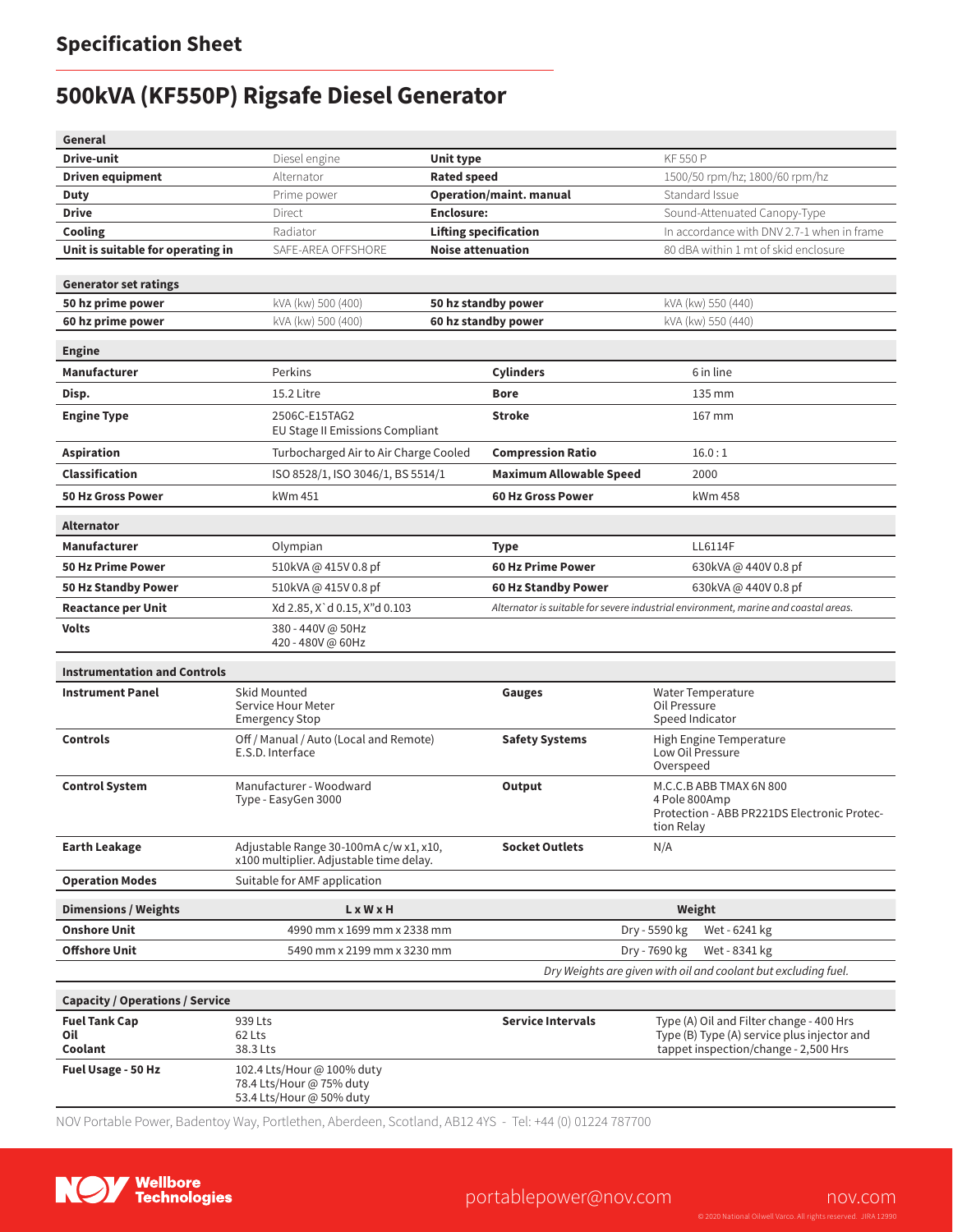## Specification Sheet

# 500kVA (KF550P) Rigsafe Diesel Generator

| General | | | |
|---|---|---|---|
| **Drive-unit** | Diesel engine | **Unit type** | KF 550 P |
| **Driven equipment** | Alternator | **Rated speed** | 1500/50 rpm/hz; 1800/60 rpm/hz |
| **Duty** | Prime power | **Operation/maint. manual** | Standard Issue |
| **Drive** | Direct | **Enclosure:** | Sound-Attenuated Canopy-Type |
| **Cooling** | Radiator | **Lifting specification** | In accordance with DNV 2.7-1 when in frame |
| **Unit is suitable for operating in** | SAFE-AREA OFFSHORE | **Noise attenuation** | 80 dBA within 1 mt of skid enclosure |

| Generator set ratings | | | |
|---|---|---|---|
| **50 hz prime power** | kVA (kw) 500 (400) | **50 hz standby power** | kVA (kw) 550 (440) |
| **60 hz prime power** | kVA (kw) 500 (400) | **60 hz standby power** | kVA (kw) 550 (440) |

| Engine | | | |
|---|---|---|---|
| **Manufacturer** | Perkins | **Cylinders** | 6 in line |
| **Disp.** | 15.2 Litre | **Bore** | 135 mm |
| **Engine Type** | 2506C-E15TAG2<br>EU Stage II Emissions Compliant | **Stroke** | 167 mm |
| **Aspiration** | Turbocharged Air to Air Charge Cooled | **Compression Ratio** | 16.0 : 1 |
| **Classification** | ISO 8528/1, ISO 3046/1, BS 5514/1 | **Maximum Allowable Speed** | 2000 |
| **50 Hz Gross Power** | kWm 451 | **60 Hz Gross Power** | kWm 458 |

| Alternator | | | |
|---|---|---|---|
| **Manufacturer** | Olympian | **Type** | LL6114F |
| **50 Hz Prime Power** | 510kVA @ 415V 0.8 pf | **60 Hz Prime Power** | 630kVA @ 440V 0.8 pf |
| **50 Hz Standby Power** | 510kVA @ 415V 0.8 pf | **60 Hz Standby Power** | 630kVA @ 440V 0.8 pf |
| **Reactance per Unit** | Xd 2.85, X`d 0.15, X"d 0.103 | *Alternator is suitable for severe industrial environment, marine and coastal areas.* | |
| **Volts** | 380 - 440V @ 50Hz<br>420 - 480V @ 60Hz | | |

| Instrumentation and Controls | | | |
|---|---|---|---|
| **Instrument Panel** | Skid Mounted<br>Service Hour Meter<br>Emergency Stop | **Gauges** | Water Temperature<br>Oil Pressure<br>Speed Indicator |
| **Controls** | Off / Manual / Auto (Local and Remote)<br>E.S.D. Interface | **Safety Systems** | High Engine Temperature<br>Low Oil Pressure<br>Overspeed |
| **Control System** | Manufacturer - Woodward<br>Type - EasyGen 3000 | **Output** | M.C.C.B ABB TMAX 6N 800<br>4 Pole 800Amp<br>Protection - ABB PR221DS Electronic Protection Relay |
| **Earth Leakage** | Adjustable Range 30-100mA c/w x1, x10, x100 multiplier. Adjustable time delay. | **Socket Outlets** | N/A |
| **Operation Modes** | Suitable for AMF application | | |

| Dimensions / Weights | L x W x H | Weight | |
|---|---|---|---|
| **Onshore Unit** | 4990 mm x 1699 mm x 2338 mm | Dry - 5590 kg | Wet - 6241 kg |
| **Offshore Unit** | 5490 mm x 2199 mm x 3230 mm | Dry - 7690 kg | Wet - 8341 kg |

*Dry Weights are given with oil and coolant but excluding fuel.*

| Capacity / Operations / Service | | | |
|---|---|---|---|
| **Fuel Tank Cap**<br>**Oil**<br>**Coolant** | 939 Lts<br>62 Lts<br>38.3 Lts | **Service Intervals** | Type (A) Oil and Filter change - 400 Hrs<br>Type (B) Type (A) service plus injector and tappet inspection/change - 2,500 Hrs |
| **Fuel Usage - 50 Hz** | 102.4 Lts/Hour @ 100% duty<br>78.4 Lts/Hour @ 75% duty<br>53.4 Lts/Hour @ 50% duty | | |

NOV Portable Power, Badentoy Way, Portlethen, Aberdeen, Scotland, AB12 4YS - Tel: +44 (0) 01224 787700

NOV Wellbore Technologies

portablepower@nov.com

nov.com

© 2020 National Oilwell Varco. All rights reserved. JIRA 12990